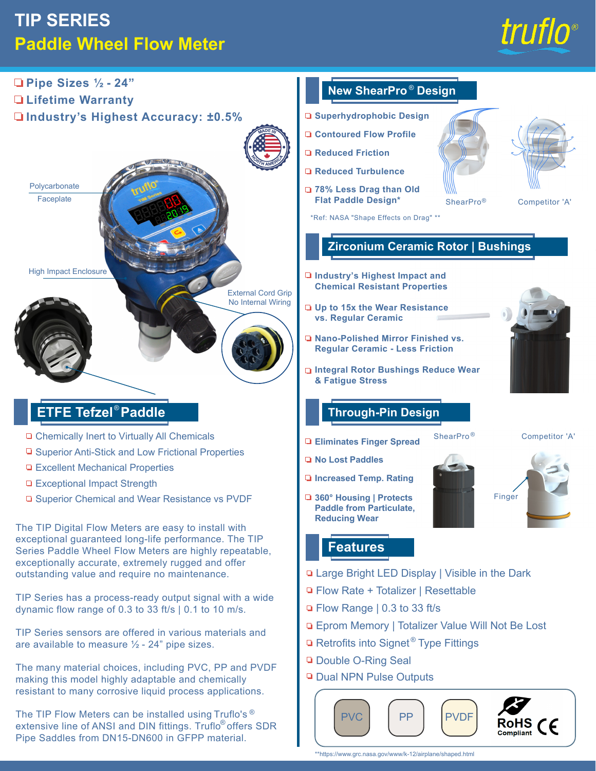# TIP SERIES

## Paddle Wheel Flow Meter

- Pipe Sizes ½ - 24"
- Lifetime Warranty
- Industry's Highest Accuracy: ±0.5%

Polycarbonate Faceplate

High Impact Enclosure

External Cord Grip No Internal Wiring

## ETFE Tefzel® Paddle

- Chemically Inert to Virtually All Chemicals
- Superior Anti-Stick and Low Frictional Properties
- Excellent Mechanical Properties
- Exceptional Impact Strength
- Superior Chemical and Wear Resistance vs PVDF

The TIP Digital Flow Meters are easy to install with exceptional guaranteed long-life performance. The TIP Series Paddle Wheel Flow Meters are highly repeatable, exceptionally accurate, extremely rugged and offer outstanding value and require no maintenance.

TIP Series has a process-ready output signal with a wide dynamic flow range of 0.3 to 33 ft/s | 0.1 to 10 m/s.

TIP Series sensors are offered in various materials and are available to measure ½ - 24" pipe sizes.

The many material choices, including PVC, PP and PVDF making this model highly adaptable and chemically resistant to many corrosive liquid process applications.

The TIP Flow Meters can be installed using Truflo's ® extensive line of ANSI and DIN fittings. Truflo® offers SDR Pipe Saddles from DN15-DN600 in GFPP material.

## New ShearPro® Design

- Superhydrobic Design
- Contoured Flow Profile
- Reduced Friction
- Reduced Turbulence
- 78% Less Drag than Old Flat Paddle Design*

ShearPro® | Competitor 'A'

*Ref: NASA "Shape Effects on Drag" **

## Zirconium Ceramic Rotor | Bushings

- Industry's Highest Impact and Chemical Resistant Properties
- Up to 15x the Wear Resistance vs. Regular Ceramic
- Nano-Polished Mirror Finished vs. Regular Ceramic - Less Friction
- Integral Rotor Bushings Reduce Wear & Fatigue Stress

## Through-Pin Design

- Eliminates Finger Spread
- No Lost Paddles
- Increased Temp. Rating
- 360° Housing | Protects Paddle from Particulate, Reducing Wear

ShearPro® | Competitor 'A'

Finger

## Features

- Large Bright LED Display | Visible in the Dark
- Flow Rate + Totalizer | Resettable
- Flow Range | 0.3 to 33 ft/s
- Eprom Memory | Totalizer Value Will Not Be Lost
- Retrofits into Signet® Type Fittings
- Double O-Ring Seal
- Dual NPN Pulse Outputs

PVC | PP | PVDF | RoHS Compliant | CE

**https://www.grc.nasa.gov/www/k-12/airplane/shaped.html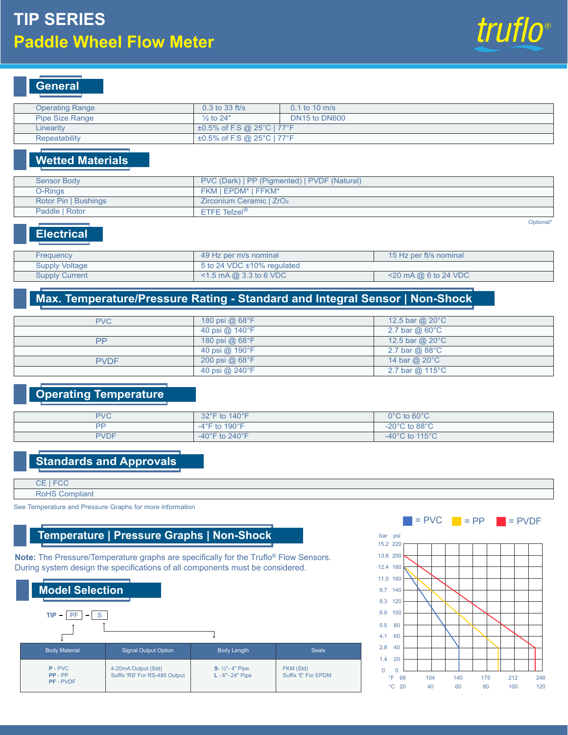# TIP SERIES

## Paddle Wheel Flow Meter

truflo®

### General

| | | |
|---|---|---|
| Operating Range | 0.3 to 33 ft/s | 0.1 to 10 m/s |
| Pipe Size Range | ½ to 24" | DN15 to DN600 |
| Linearity | ±0.5% of F.S @ 25°C \| 77°F | |
| Repeatability | ±0.5% of F.S @ 25°C \| 77°F | |

### Wetted Materials

| | |
|---|---|
| Sensor Body | PVC (Dark) \| PP (Pigmented) \| PVDF (Natural) |
| O-Rings | FKM \| EPDM* \| FFKM* |
| Rotor Pin \| Bushings | Zirconium Ceramic \| $ZrO_2$ |
| Paddle \| Rotor | ETFE Tefzel® |

Optional*

### Electrical

| | | |
|---|---|---|
| Frequency | 49 Hz per m/s nominal | 15 Hz per ft/s nominal |
| Supply Voltage | 5 to 24 VDC ±10% regulated | |
| Supply Current | <1.5 mA @ 3.3 to 6 VDC | <20 mA @ 6 to 24 VDC |

### Max. Temperature/Pressure Rating - Standard and Integral Sensor | Non-Shock

| | | |
|---|---|---|
| PVC | 180 psi @ 68°F | 12.5 bar @ 20°C |
| | 40 psi @ 140°F | 2.7 bar @ 60°C |
| PP | 180 psi @ 68°F | 12.5 bar @ 20°C |
| | 40 psi @ 190°F | 2.7 bar @ 88°C |
| PVDF | 200 psi @ 68°F | 14 bar @ 20°C |
| | 40 psi @ 240°F | 2.7 bar @ 115°C |

### Operating Temperature

| | | |
|---|---|---|
| PVC | 32°F to 140°F | 0°C to 60°C |
| PP | -4°F to 190°F | -20°C to 88°C |
| PVDF | -40°F to 240°F | -40°C to 115°C |

### Standards and Approvals

| |
|---|
| CE \| FCC |
| RoHS Compliant |

See Temperature and Pressure Graphs for more information

### Temperature | Pressure Graphs | Non-Shock

**Note:** The Pressure/Temperature graphs are specifically for the Truflo® Flow Sensors. During system design the specifications of all components must be considered.

= PVC = PP = PVDF

bar psi
15.2 220
13.8 200
12.4 180
11.0 160
9.7 140
8.3 120
6.9 100
5.5 80
4.1 60
2.8 40
1.4 20
0 0

°F 68 104 140 175 212 248
°C 20 40 60 80 100 120

### Model Selection

TIP – PF – S

| Body Material | Signal Output Option | Body Length | Seals |
|---|---|---|---|
| **P** - PVC<br>**PP** - PP<br>**PF** - PVDF | 4-20mA Output (Std)<br>Suffix 'RS' For RS-485 Output | **S**- ½"- 4" Pipe<br>**L** - 6"- 24" Pipe | FKM (Std)<br>Suffix 'E' For EPDM |